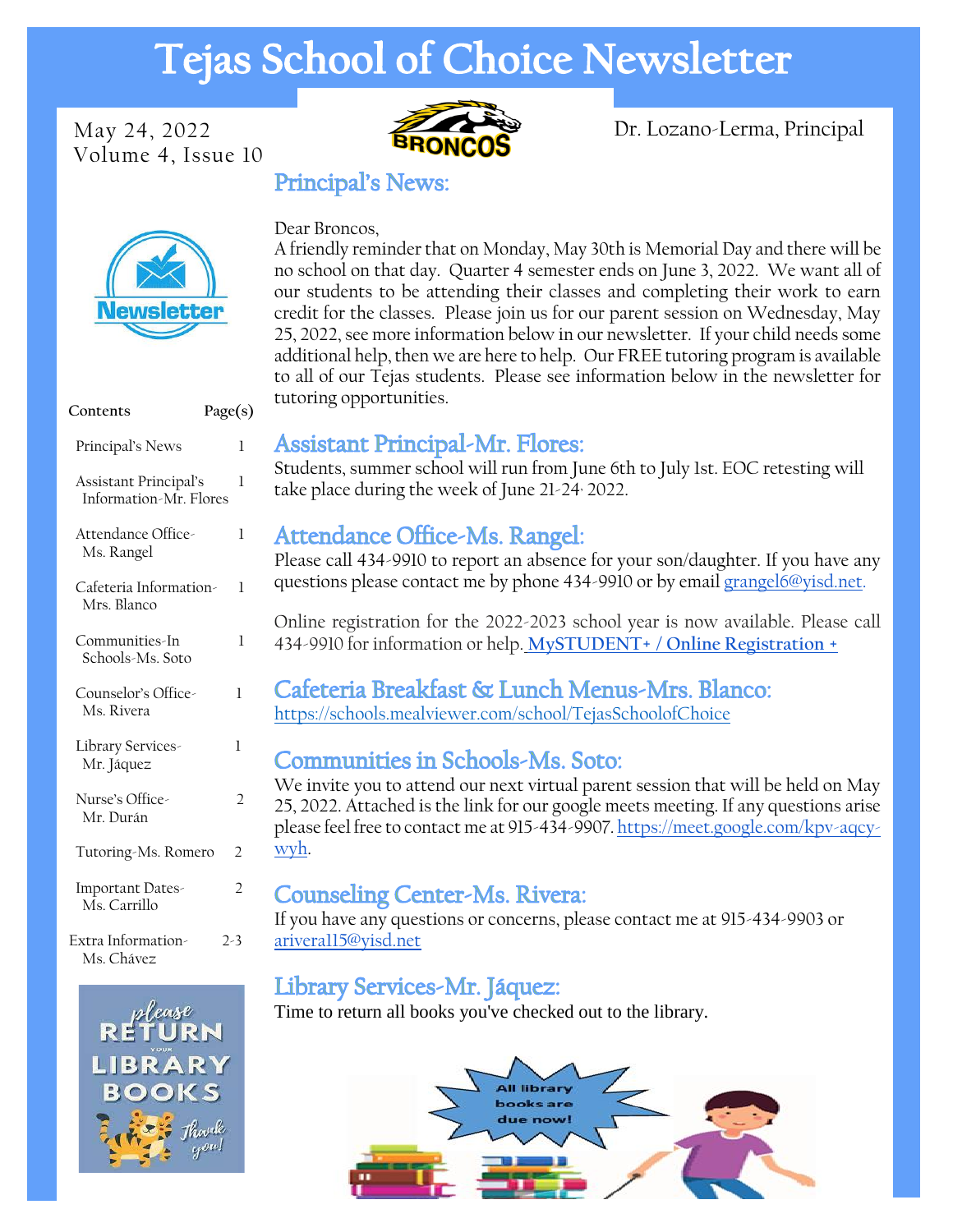# Tejas School of Choice Newsletter

May 24, 2022
Volume 4, Issue 10

Dr. Lozano-Lerma, Principal

| Contents | Page(s) |
|---|---|
| Principal's News | 1 |
| Assistant Principal's Information-Mr. Flores | 1 |
| Attendance Office-Ms. Rangel | 1 |
| Cafeteria Information-Mrs. Blanco | 1 |
| Communities-In Schools-Ms. Soto | 1 |
| Counselor's Office-Ms. Rivera | 1 |
| Library Services-Mr. Jáquez | 1 |
| Nurse's Office-Mr. Durán | 2 |
| Tutoring-Ms. Romero | 2 |
| Important Dates-Ms. Carrillo | 2 |
| Extra Information-Ms. Chávez | 2-3 |

## Principal's News:

Dear Broncos,

A friendly reminder that on Monday, May 30th is Memorial Day and there will be no school on that day. Quarter 4 semester ends on June 3, 2022. We want all of our students to be attending their classes and completing their work to earn credit for the classes. Please join us for our parent session on Wednesday, May 25, 2022, see more information below in our newsletter. If your child needs some additional help, then we are here to help. Our FREE tutoring program is available to all of our Tejas students. Please see information below in the newsletter for tutoring opportunities.

## Assistant Principal-Mr. Flores:

Students, summer school will run from June 6th to July 1st. EOC retesting will take place during the week of June 21-24, 2022.

## Attendance Office-Ms. Rangel:

Please call 434-9910 to report an absence for your son/daughter. If you have any questions please contact me by phone 434-9910 or by email grangel6@yisd.net.

Online registration for the 2022-2023 school year is now available. Please call 434-9910 for information or help. **MySTUDENT+ / Online Registration +**

## Cafeteria Breakfast & Lunch Menus-Mrs. Blanco:

https://schools.mealviewer.com/school/TejasSchoolofChoice

## Communities in Schools-Ms. Soto:

We invite you to attend our next virtual parent session that will be held on May 25, 2022. Attached is the link for our google meets meeting. If any questions arise please feel free to contact me at 915-434-9907. https://meet.google.com/kpv-aqcy-wyh.

## Counseling Center-Ms. Rivera:

If you have any questions or concerns, please contact me at 915-434-9903 or ariveral15@yisd.net

## Library Services-Mr. Jáquez:

Time to return all books you've checked out to the library.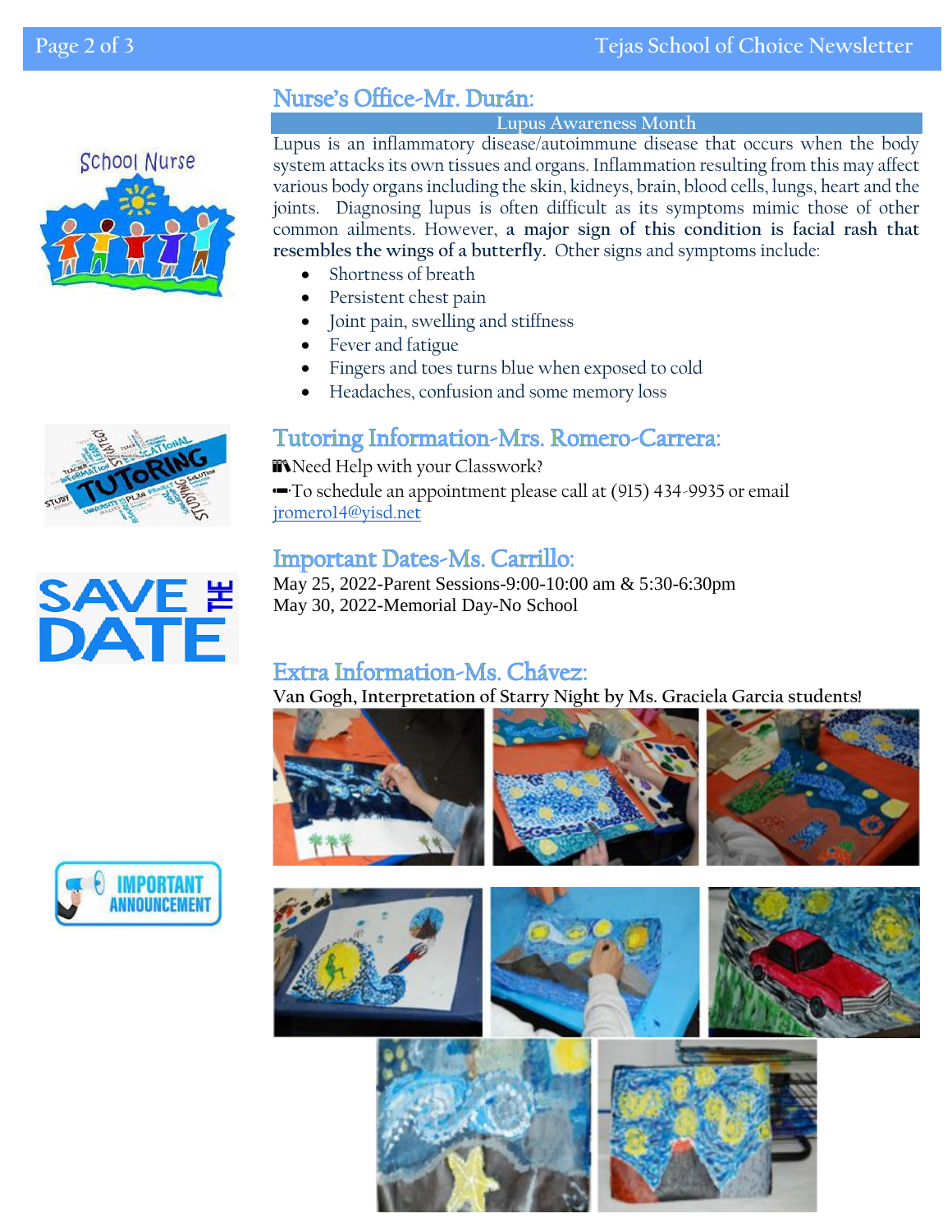## Nurse's Office-Mr. Durán:

**Lupus Awareness Month**

Lupus is an inflammatory disease/autoimmune disease that occurs when the body system attacks its own tissues and organs. Inflammation resulting from this may affect various body organs including the skin, kidneys, brain, blood cells, lungs, heart and the joints. Diagnosing lupus is often difficult as its symptoms mimic those of other common ailments. However, **a major sign of this condition is facial rash that resembles the wings of a butterfly.** Other signs and symptoms include:

- Shortness of breath
- Persistent chest pain
- Joint pain, swelling and stiffness
- Fever and fatigue
- Fingers and toes turns blue when exposed to cold
- Headaches, confusion and some memory loss

## Tutoring Information-Mrs. Romero-Carrera:

Need Help with your Classwork?

To schedule an appointment please call at (915) 434-9935 or email jromero14@yisd.net

## Important Dates-Ms. Carrillo:

May 25, 2022-Parent Sessions-9:00-10:00 am & 5:30-6:30pm

May 30, 2022-Memorial Day-No School

## Extra Information-Ms. Chávez:

**Van Gogh, Interpretation of Starry Night by Ms. Graciela Garcia students!**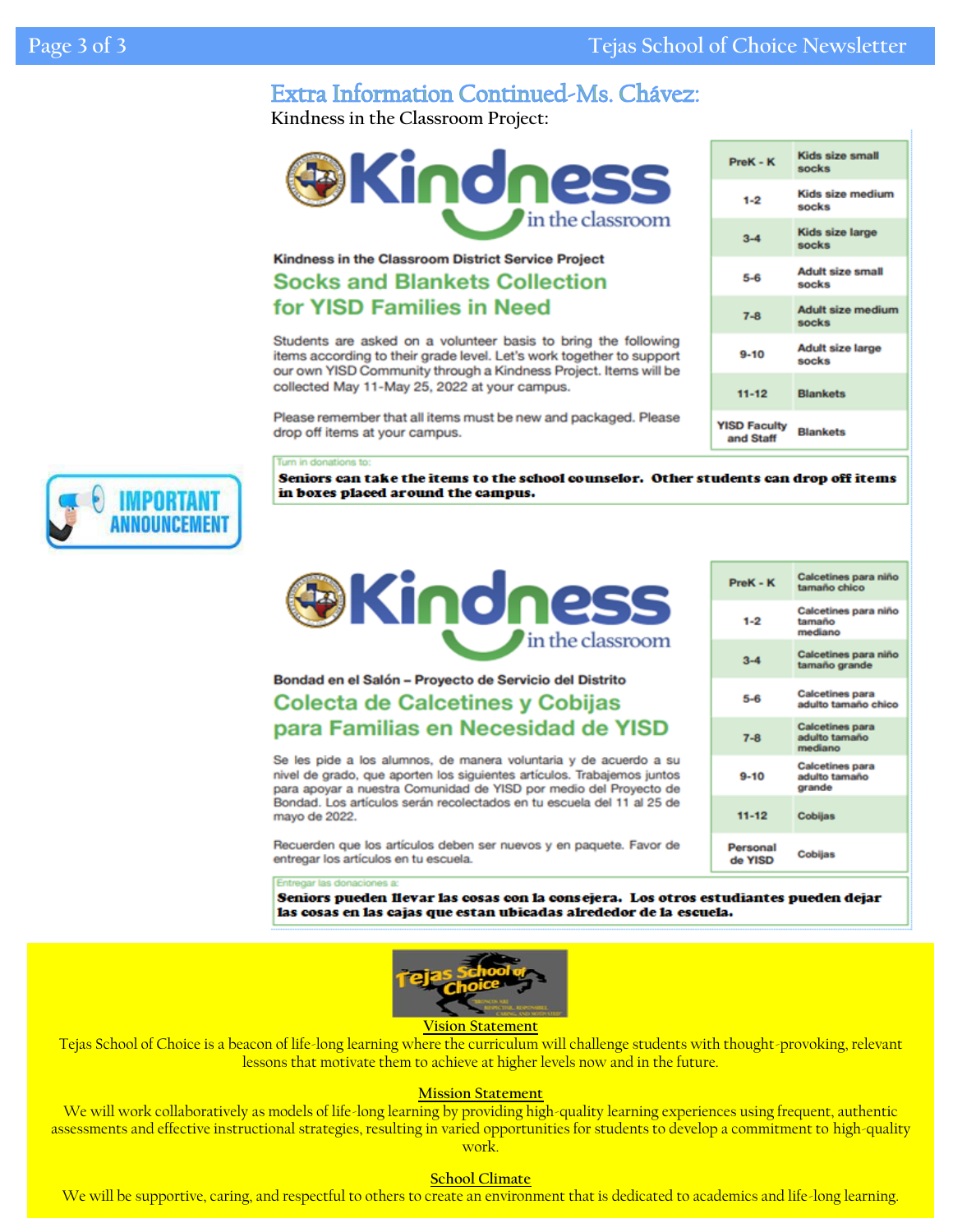## Extra Information Continued-Ms. Chávez:

Kindness in the Classroom Project:

**Kindness in the classroom**

**Kindness in the Classroom District Service Project**

### Socks and Blankets Collection for YISD Families in Need

Students are asked on a volunteer basis to bring the following items according to their grade level. Let's work together to support our own YISD Community through a Kindness Project. Items will be collected May 11-May 25, 2022 at your campus.

Please remember that all items must be new and packaged. Please drop off items at your campus.

| | |
|---|---|
| PreK - K | Kids size small socks |
| 1-2 | Kids size medium socks |
| 3-4 | Kids size large socks |
| 5-6 | Adult size small socks |
| 7-8 | Adult size medium socks |
| 9-10 | Adult size large socks |
| 11-12 | Blankets |
| YISD Faculty and Staff | Blankets |

Turn in donations to:

**Seniors can take the items to the school counselor. Other students can drop off items in boxes placed around the campus.**

IMPORTANT ANNOUNCEMENT

**Kindness in the classroom**

**Bondad en el Salón – Proyecto de Servicio del Distrito**

### Colecta de Calcetines y Cobijas para Familias en Necesidad de YISD

Se les pide a los alumnos, de manera voluntaria y de acuerdo a su nivel de grado, que aporten los siguientes artículos. Trabajemos juntos para apoyar a nuestra Comunidad de YISD por medio del Proyecto de Bondad. Los artículos serán recolectados en tu escuela del 11 al 25 de mayo de 2022.

Recuerden que los artículos deben ser nuevos y en paquete. Favor de entregar los artículos en tu escuela.

| | |
|---|---|
| PreK - K | Calcetines para niño tamaño chico |
| 1-2 | Calcetines para niño tamaño mediano |
| 3-4 | Calcetines para niño tamaño grande |
| 5-6 | Calcetines para adulto tamaño chico |
| 7-8 | Calcetines para adulto tamaño mediano |
| 9-10 | Calcetines para adulto tamaño grande |
| 11-12 | Cobijas |
| Personal de YISD | Cobijas |

Entregar las donaciones a:

**Seniors pueden llevar las cosas con la consejera. Los otros estudiantes pueden dejar las cosas en las cajas que estan ubicadas alrededor de la escuela.**

Tejas School of Choice

**Vision Statement**

Tejas School of Choice is a beacon of life-long learning where the curriculum will challenge students with thought-provoking, relevant lessons that motivate them to achieve at higher levels now and in the future.

**Mission Statement**

We will work collaboratively as models of life-long learning by providing high-quality learning experiences using frequent, authentic assessments and effective instructional strategies, resulting in varied opportunities for students to develop a commitment to high-quality work.

**School Climate**

We will be supportive, caring, and respectful to others to create an environment that is dedicated to academics and life-long learning.